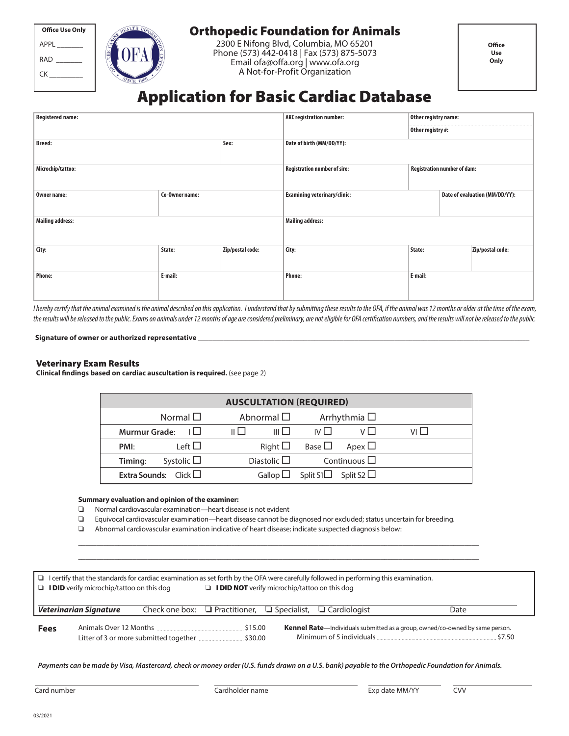Office Use Only

APPL _______

RAD _______

CK _________

# Orthopedic Foundation for Animals

2300 E Nifong Blvd, Columbia, MO 65201
Phone (573) 442-0418 | Fax (573) 875-5073
Email ofa@offa.org | www.ofa.org
A Not-for-Profit Organization

Office Use Only

# Application for Basic Cardiac Database

| Registered name: | | | AKC registration number: | Other registry name: / Other registry #: | |
|---|---|---|---|---|---|
| Breed: | | Sex: | Date of birth (MM/DD/YY): | | |
| Microchip/tattoo: | | | Registration number of sire: | Registration number of dam: | |
| Owner name: | Co-Owner name: | | Examining veterinary/clinic: | | Date of evaluation (MM/DD/YY): |
| Mailing address: | | | Mailing address: | | |
| City: | State: | Zip/postal code: | City: | State: | Zip/postal code: |
| Phone: | E-mail: | | Phone: | E-mail: | |

*I hereby certify that the animal examined is the animal described on this application. I understand that by submitting these results to the OFA, if the animal was 12 months or older at the time of the exam, the results will be released to the public. Exams on animals under 12 months of age are considered preliminary, are not eligible for OFA certification numbers, and the results will not be released to the public.*

**Signature of owner or authorized representative** ______________________________

## Veterinary Exam Results

**Clinical findings based on cardiac auscultation is required.** (see page 2)

| AUSCULTATION (REQUIRED) | | | | | | |
|---|---|---|---|---|---|---|
| | Normal ☐ | | Abnormal ☐ | Arrhythmia ☐ | | |
| **Murmur Grade:** | I ☐ | II ☐ | III ☐ | IV ☐ | V ☐ | VI ☐ |
| **PMI:** | Left ☐ | | Right ☐ | Base ☐ | Apex ☐ | |
| **Timing:** | Systolic ☐ | | Diastolic ☐ | Continuous ☐ | | |
| **Extra Sounds:** | Click ☐ | | Gallop ☐ | Split S1 ☐ | Split S2 ☐ | |

**Summary evaluation and opinion of the examiner:**

- ❑ Normal cardiovascular examination—heart disease is not evident
- ❑ Equivocal cardiovascular examination—heart disease cannot be diagnosed nor excluded; status uncertain for breeding.
- ❑ Abnormal cardiovascular examination indicative of heart disease; indicate suspected diagnosis below:

______________________________________________________________________

______________________________________________________________________

❑ I certify that the standards for cardiac examination as set forth by the OFA were carefully followed in performing this examination.

❑ **I DID** verify microchip/tattoo on this dog ❑ **I DID NOT** verify microchip/tattoo on this dog

***Veterinarian Signature*** Check one box: ❑ Practitioner, ❑ Specialist, ❑ Cardiologist Date

**Fees**

Animals Over 12 Months ........ $15.00

Litter of 3 or more submitted together ........ $30.00

**Kennel Rate**—Individuals submitted as a group, owned/co-owned by same person. Minimum of 5 individuals ........ $7.50

***Payments can be made by Visa, Mastercard, check or money order (U.S. funds drawn on a U.S. bank) payable to the Orthopedic Foundation for Animals.***

Card number ____________ Cardholder name ____________ Exp date MM/YY ____________ CVV ____________

03/2021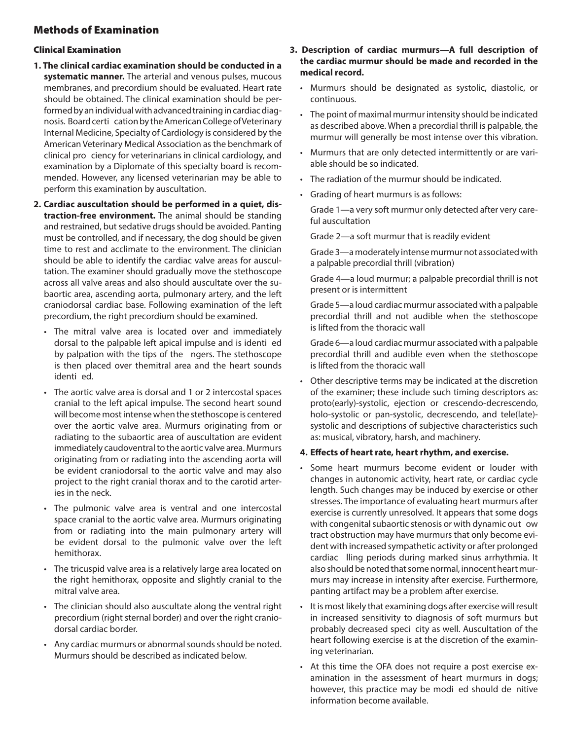## Methods of Examination

### Clinical Examination

1. **The clinical cardiac examination should be conducted in a systematic manner.** The arterial and venous pulses, mucous membranes, and precordium should be evaluated. Heart rate should be obtained. The clinical examination should be performed by an individual with advanced training in cardiac diagnosis. Board certification by the American College of Veterinary Internal Medicine, Specialty of Cardiology is considered by the American Veterinary Medical Association as the benchmark of clinical proficiency for veterinarians in clinical cardiology, and examination by a Diplomate of this specialty board is recommended. However, any licensed veterinarian may be able to perform this examination by auscultation.

2. **Cardiac auscultation should be performed in a quiet, distraction-free environment.** The animal should be standing and restrained, but sedative drugs should be avoided. Panting must be controlled, and if necessary, the dog should be given time to rest and acclimate to the environment. The clinician should be able to identify the cardiac valve areas for auscultation. The examiner should gradually move the stethoscope across all valve areas and also should auscultate over the subaortic area, ascending aorta, pulmonary artery, and the left craniodorsal cardiac base. Following examination of the left precordium, the right precordium should be examined.

   - The mitral valve area is located over and immediately dorsal to the palpable left apical impulse and is identified by palpation with the tips of the fingers. The stethoscope is then placed over themitral area and the heart sounds identified.
   - The aortic valve area is dorsal and 1 or 2 intercostal spaces cranial to the left apical impulse. The second heart sound will become most intense when the stethoscope is centered over the aortic valve area. Murmurs originating from or radiating to the subaortic area of auscultation are evident immediately caudoventral to the aortic valve area. Murmurs originating from or radiating into the ascending aorta will be evident craniodorsal to the aortic valve and may also project to the right cranial thorax and to the carotid arteries in the neck.
   - The pulmonic valve area is ventral and one intercostal space cranial to the aortic valve area. Murmurs originating from or radiating into the main pulmonary artery will be evident dorsal to the pulmonic valve over the left hemithorax.
   - The tricuspid valve area is a relatively large area located on the right hemithorax, opposite and slightly cranial to the mitral valve area.
   - The clinician should also auscultate along the ventral right precordium (right sternal border) and over the right craniodorsal cardiac border.
   - Any cardiac murmurs or abnormal sounds should be noted. Murmurs should be described as indicated below.

3. **Description of cardiac murmurs—A full description of the cardiac murmur should be made and recorded in the medical record.**

   - Murmurs should be designated as systolic, diastolic, or continuous.
   - The point of maximal murmur intensity should be indicated as described above. When a precordial thrill is palpable, the murmur will generally be most intense over this vibration.
   - Murmurs that are only detected intermittently or are variable should be so indicated.
   - The radiation of the murmur should be indicated.
   - Grading of heart murmurs is as follows:

     Grade 1—a very soft murmur only detected after very careful auscultation

     Grade 2—a soft murmur that is readily evident

     Grade 3—a moderately intense murmur not associated with a palpable precordial thrill (vibration)

     Grade 4—a loud murmur; a palpable precordial thrill is not present or is intermittent

     Grade 5—a loud cardiac murmur associated with a palpable precordial thrill and not audible when the stethoscope is lifted from the thoracic wall

     Grade 6—a loud cardiac murmur associated with a palpable precordial thrill and audible even when the stethoscope is lifted from the thoracic wall

   - Other descriptive terms may be indicated at the discretion of the examiner; these include such timing descriptors as: proto(early)-systolic, ejection or crescendo-decrescendo, holo-systolic or pan-systolic, decrescendo, and tele(late)-systolic and descriptions of subjective characteristics such as: musical, vibratory, harsh, and machinery.

4. **Effects of heart rate, heart rhythm, and exercise.**

   - Some heart murmurs become evident or louder with changes in autonomic activity, heart rate, or cardiac cycle length. Such changes may be induced by exercise or other stresses. The importance of evaluating heart murmurs after exercise is currently unresolved. It appears that some dogs with congenital subaortic stenosis or with dynamic outflow tract obstruction may have murmurs that only become evident with increased sympathetic activity or after prolonged cardiac filling periods during marked sinus arrhythmia. It also should be noted that some normal, innocent heart murmurs may increase in intensity after exercise. Furthermore, panting artifact may be a problem after exercise.
   - It is most likely that examining dogs after exercise will result in increased sensitivity to diagnosis of soft murmurs but probably decreased specificity as well. Auscultation of the heart following exercise is at the discretion of the examining veterinarian.
   - At this time the OFA does not require a post exercise examination in the assessment of heart murmurs in dogs; however, this practice may be modified should definitive information become available.